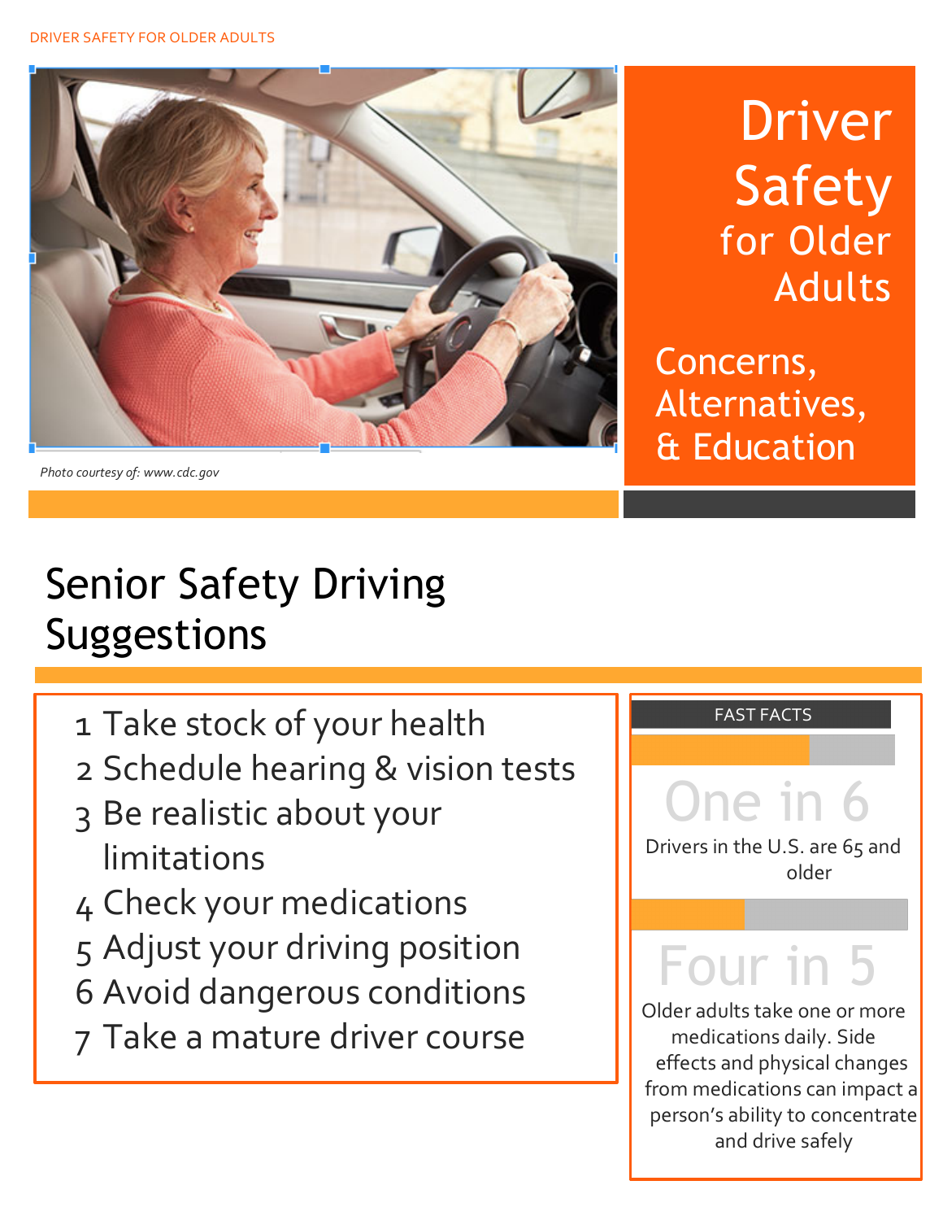# Driver Safety for Older Adults

## Concerns, Alternatives, & Education

*Photo courtesy of: www.cdc.gov*

## Senior Safety Driving Suggestions

1. Take stock of your health
2. Schedule hearing & vision tests
3. Be realistic about your limitations
4. Check your medications
5. Adjust your driving position
6. Avoid dangerous conditions
7. Take a mature driver course

### FAST FACTS

**One in 6**

Drivers in the U.S. are 65 and older

**Four in 5**

Older adults take one or more medications daily. Side effects and physical changes from medications can impact a person's ability to concentrate and drive safely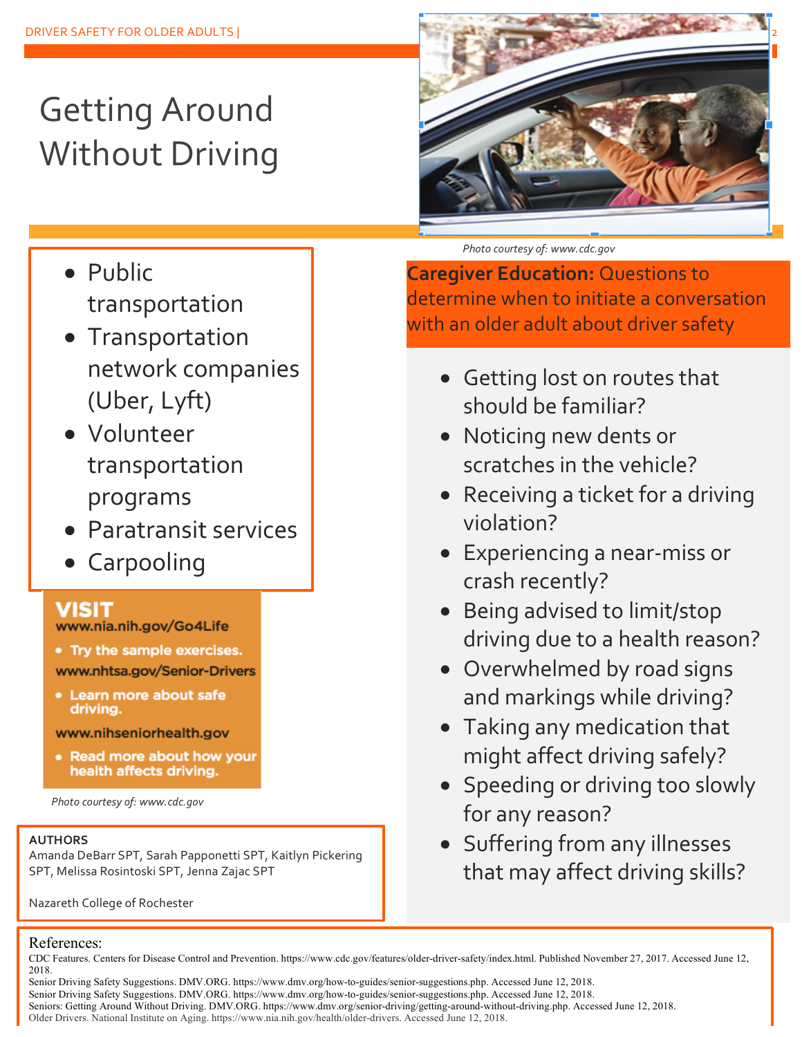# Getting Around Without Driving

- Public transportation
- Transportation network companies (Uber, Lyft)
- Volunteer transportation programs
- Paratransit services
- Carpooling

VISIT
www.nia.nih.gov/Go4Life
- Try the sample exercises.

www.nhtsa.gov/Senior-Drivers
- Learn more about safe driving.

www.nihseniorhealth.gov
- Read more about how your health affects driving.

*Photo courtesy of: www.cdc.gov*

*Photo courtesy of: www.cdc.gov*

**Caregiver Education:** Questions to determine when to initiate a conversation with an older adult about driver safety

- Getting lost on routes that should be familiar?
- Noticing new dents or scratches in the vehicle?
- Receiving a ticket for a driving violation?
- Experiencing a near-miss or crash recently?
- Being advised to limit/stop driving due to a health reason?
- Overwhelmed by road signs and markings while driving?
- Taking any medication that might affect driving safely?
- Speeding or driving too slowly for any reason?
- Suffering from any illnesses that may affect driving skills?

**AUTHORS**
Amanda DeBarr SPT, Sarah Papponetti SPT, Kaitlyn Pickering SPT, Melissa Rosintoski SPT, Jenna Zajac SPT

Nazareth College of Rochester

References:

CDC Features. Centers for Disease Control and Prevention. https://www.cdc.gov/features/older-driver-safety/index.html. Published November 27, 2017. Accessed June 12, 2018.
Senior Driving Safety Suggestions. DMV.ORG. https://www.dmv.org/how-to-guides/senior-suggestions.php. Accessed June 12, 2018.
Senior Driving Safety Suggestions. DMV.ORG. https://www.dmv.org/how-to-guides/senior-suggestions.php. Accessed June 12, 2018.
Seniors: Getting Around Without Driving. DMV.ORG. https://www.dmv.org/senior-driving/getting-around-without-driving.php. Accessed June 12, 2018.
Older Drivers. National Institute on Aging. https://www.nia.nih.gov/health/older-drivers. Accessed June 12, 2018.